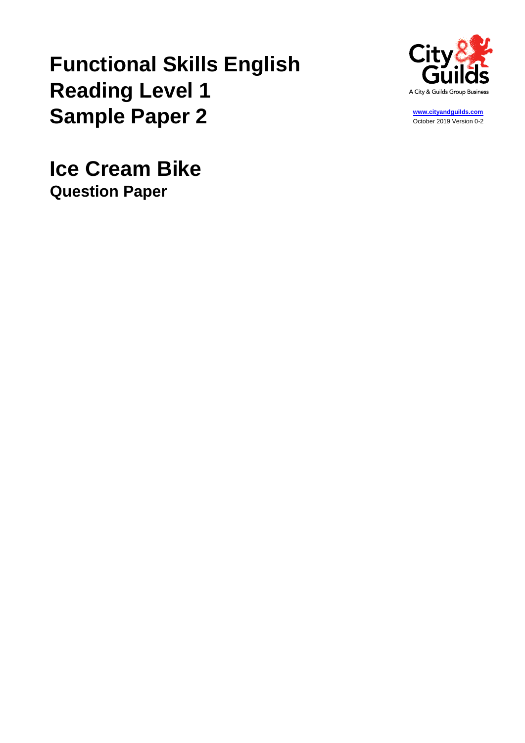# Functional Skills English Reading Level 1 Sample Paper 2

A City & Guilds Group Business

www.cityandguilds.com
October 2019 Version 0-2

## Ice Cream Bike

### Question Paper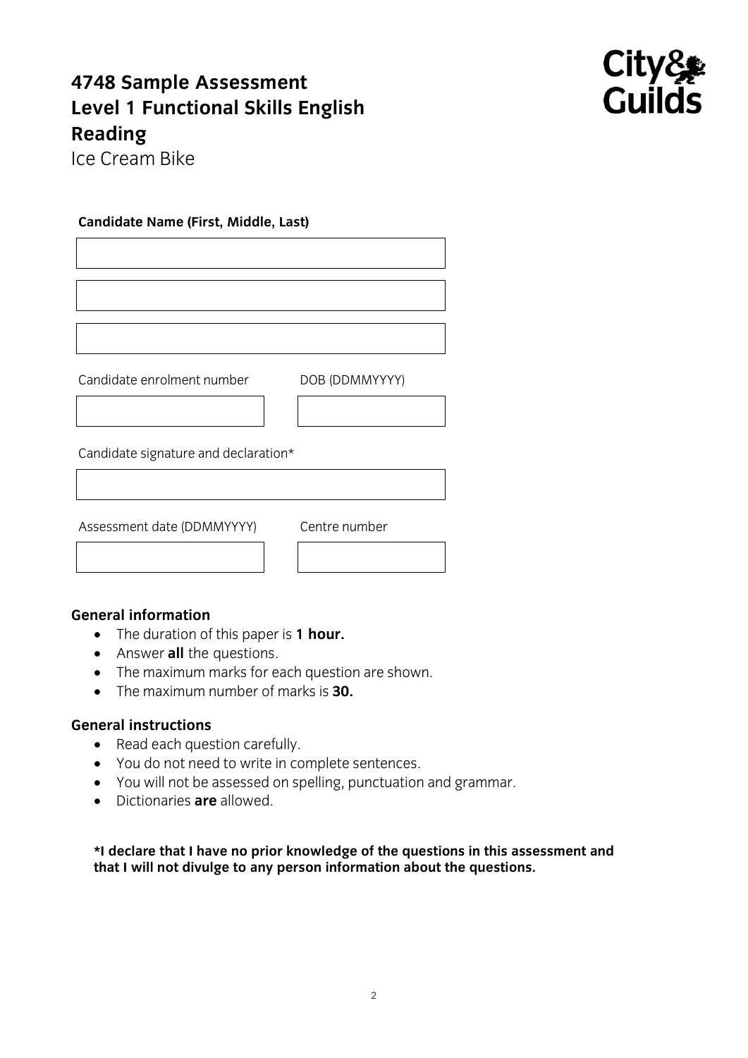# 4748 Sample Assessment
# Level 1 Functional Skills English
# Reading

Ice Cream Bike

**Candidate Name (First, Middle, Last)**

Candidate enrolment number

DOB (DDMMYYYY)

Candidate signature and declaration*

Assessment date (DDMMYYYY)

Centre number

### General information

- The duration of this paper is **1 hour.**
- Answer **all** the questions.
- The maximum marks for each question are shown.
- The maximum number of marks is **30.**

### General instructions

- Read each question carefully.
- You do not need to write in complete sentences.
- You will not be assessed on spelling, punctuation and grammar.
- Dictionaries **are** allowed.

**\*I declare that I have no prior knowledge of the questions in this assessment and that I will not divulge to any person information about the questions.**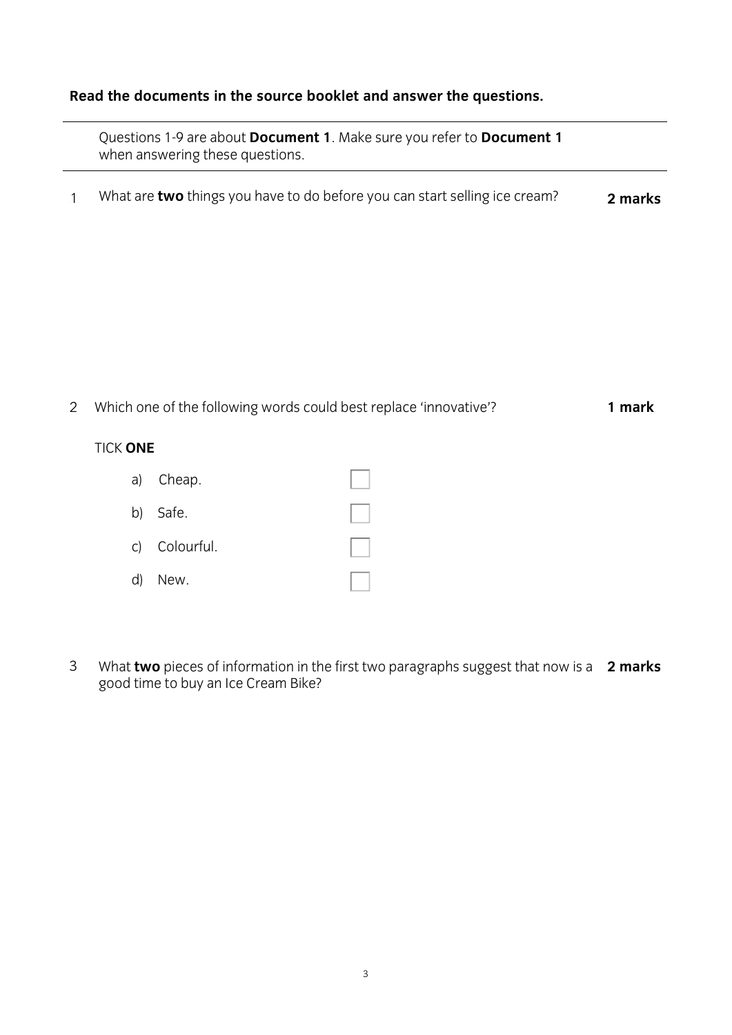**Read the documents in the source booklet and answer the questions.**

---

Questions 1-9 are about **Document 1**. Make sure you refer to **Document 1** when answering these questions.

---

1 What are **two** things you have to do before you can start selling ice cream? **2 marks**

2 Which one of the following words could best replace 'innovative'? **1 mark**

TICK **ONE**

- a) Cheap. ☐
- b) Safe. ☐
- c) Colourful. ☐
- d) New. ☐

3 What **two** pieces of information in the first two paragraphs suggest that now is a good time to buy an Ice Cream Bike? **2 marks**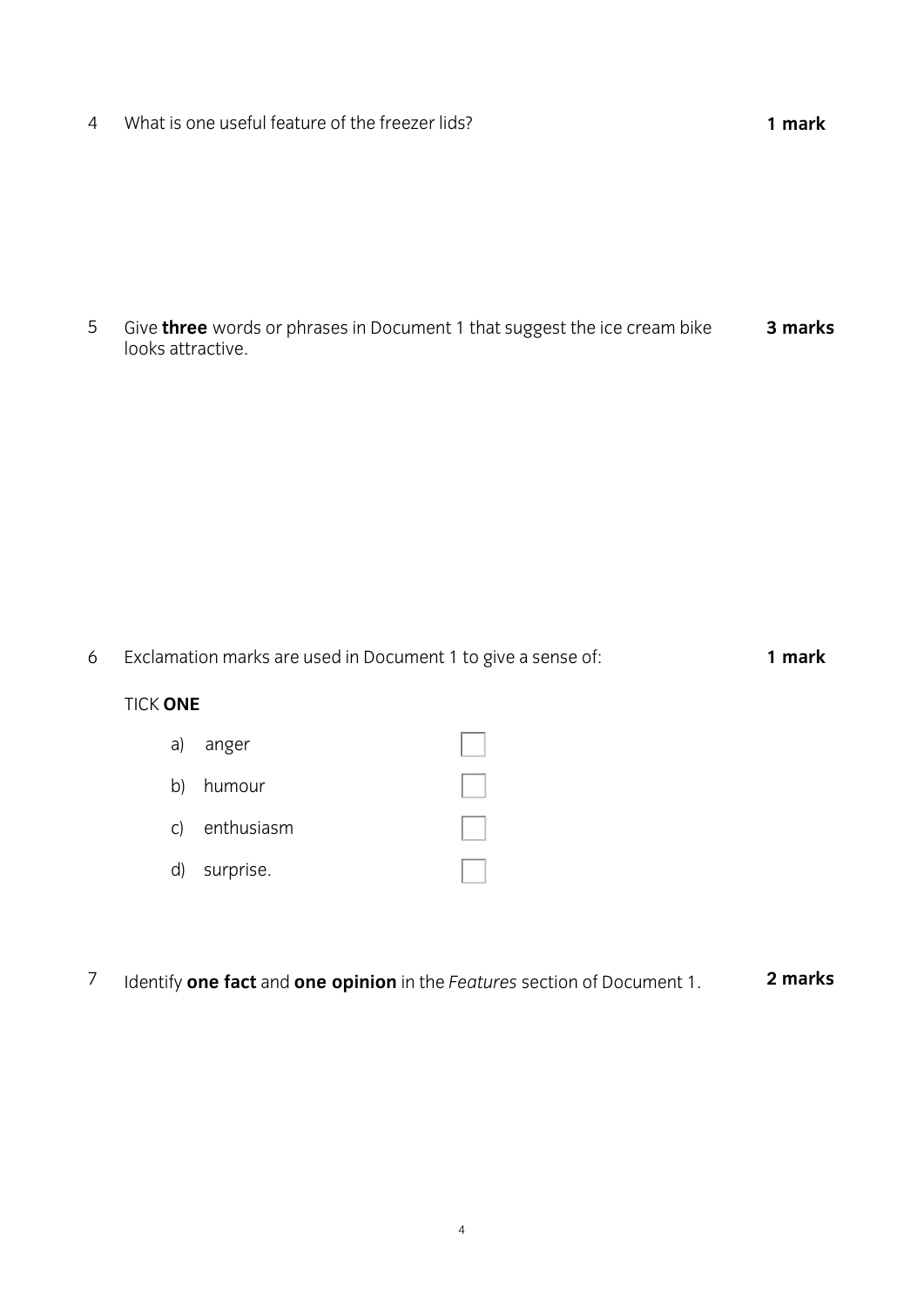4 What is one useful feature of the freezer lids? **1 mark**

5 Give **three** words or phrases in Document 1 that suggest the ice cream bike looks attractive. **3 marks**

6 Exclamation marks are used in Document 1 to give a sense of: **1 mark**

TICK **ONE**

a) anger ☐

b) humour ☐

c) enthusiasm ☐

d) surprise. ☐

7 Identify **one fact** and **one opinion** in the *Features* section of Document 1. **2 marks**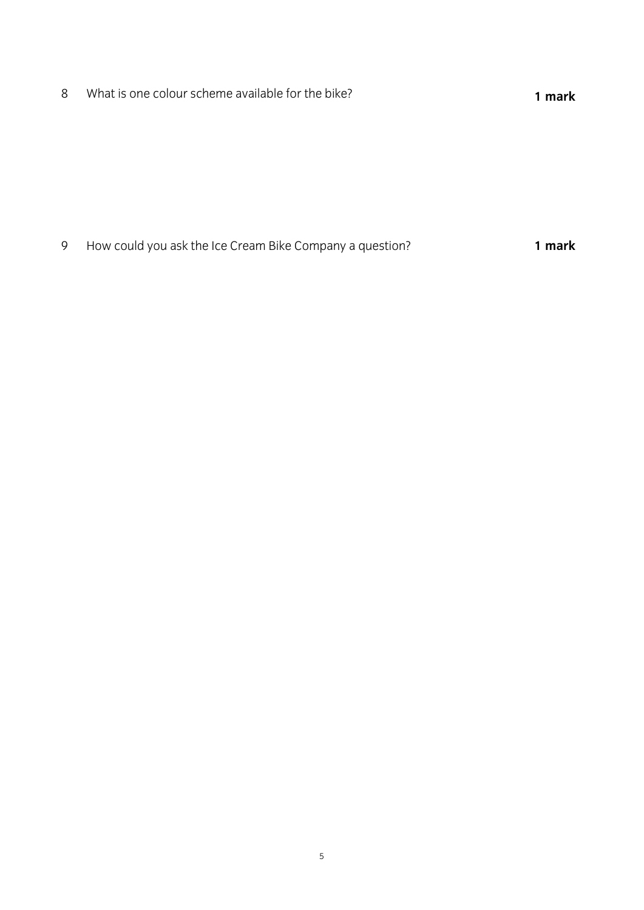8 What is one colour scheme available for the bike? **1 mark**

9 How could you ask the Ice Cream Bike Company a question? **1 mark**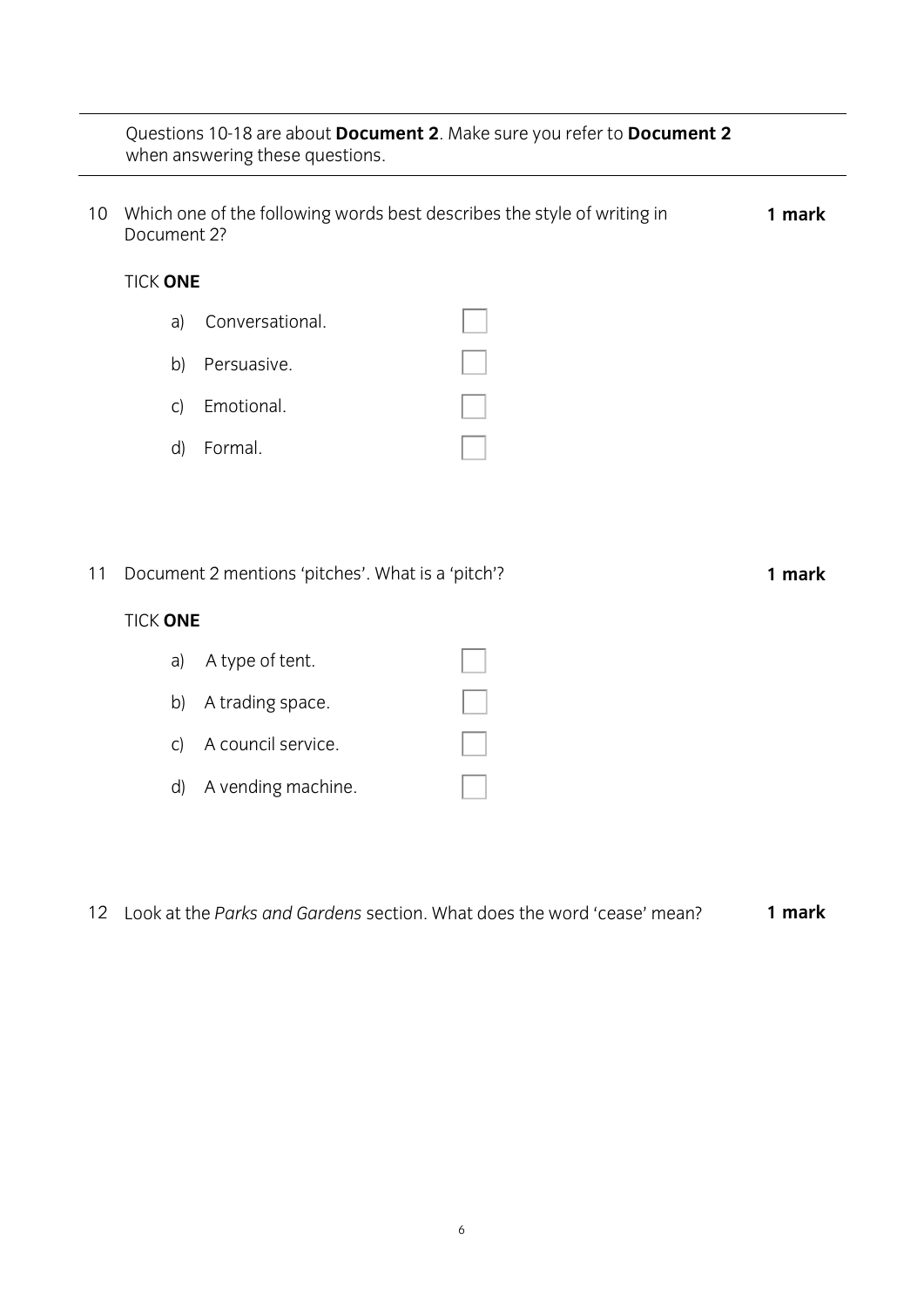Questions 10-18 are about **Document 2**. Make sure you refer to **Document 2** when answering these questions.

---

10 Which one of the following words best describes the style of writing in Document 2? **1 mark**

TICK **ONE**

- a) Conversational. ☐
- b) Persuasive. ☐
- c) Emotional. ☐
- d) Formal. ☐

11 Document 2 mentions 'pitches'. What is a 'pitch'? **1 mark**

TICK **ONE**

- a) A type of tent. ☐
- b) A trading space. ☐
- c) A council service. ☐
- d) A vending machine. ☐

12 Look at the *Parks and Gardens* section. What does the word 'cease' mean? **1 mark**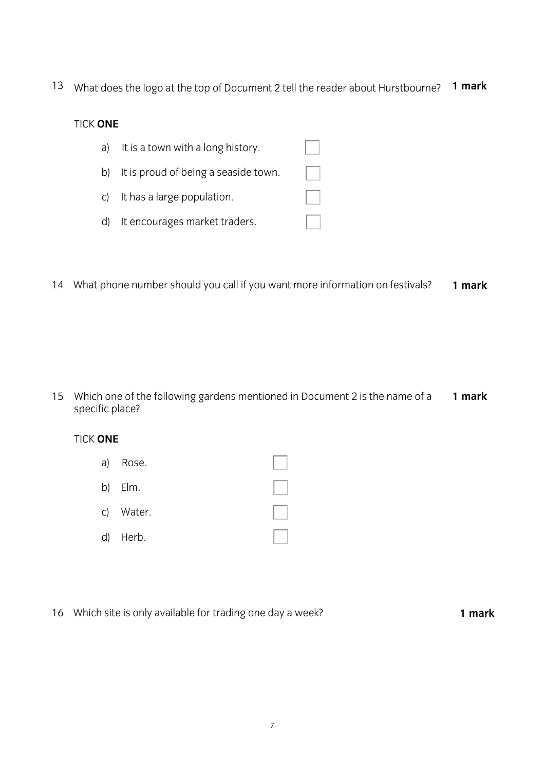13 What does the logo at the top of Document 2 tell the reader about Hurstbourne? **1 mark**

TICK **ONE**

a) It is a town with a long history. ☐

b) It is proud of being a seaside town. ☐

c) It has a large population. ☐

d) It encourages market traders. ☐

14 What phone number should you call if you want more information on festivals? **1 mark**

15 Which one of the following gardens mentioned in Document 2 is the name of a specific place? **1 mark**

TICK **ONE**

a) Rose. ☐

b) Elm. ☐

c) Water. ☐

d) Herb. ☐

16 Which site is only available for trading one day a week? **1 mark**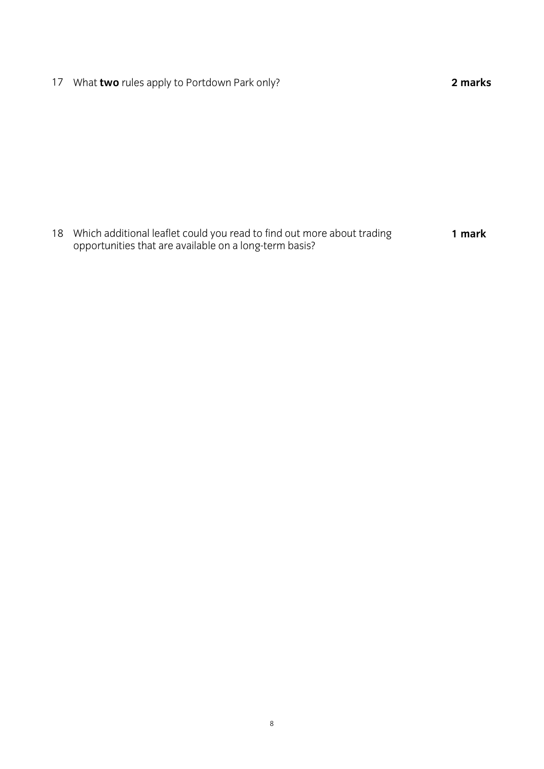17 What **two** rules apply to Portdown Park only? **2 marks**

18 Which additional leaflet could you read to find out more about trading opportunities that are available on a long-term basis? **1 mark**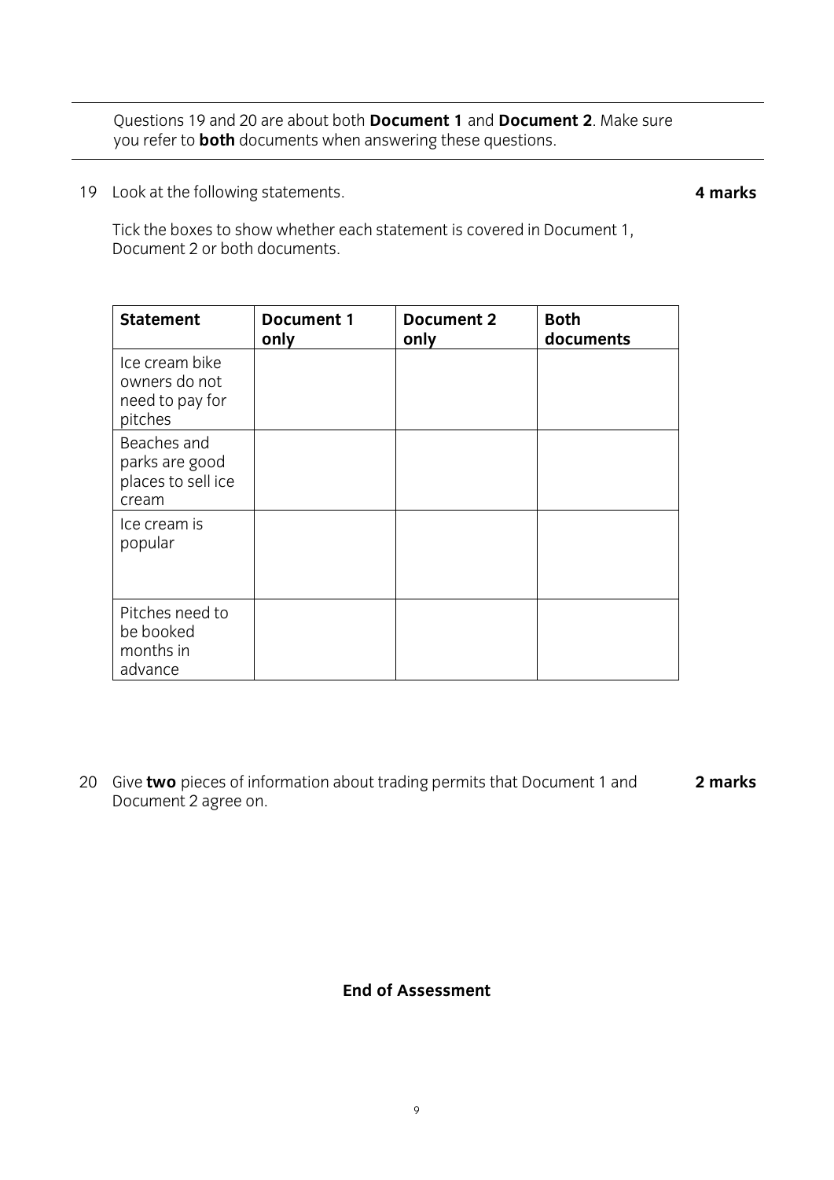Questions 19 and 20 are about both **Document 1** and **Document 2**. Make sure you refer to **both** documents when answering these questions.

19 Look at the following statements. **4 marks**

Tick the boxes to show whether each statement is covered in Document 1, Document 2 or both documents.

| Statement | Document 1 only | Document 2 only | Both documents |
|---|---|---|---|
| Ice cream bike owners do not need to pay for pitches | | | |
| Beaches and parks are good places to sell ice cream | | | |
| Ice cream is popular | | | |
| Pitches need to be booked months in advance | | | |

20 Give **two** pieces of information about trading permits that Document 1 and Document 2 agree on. **2 marks**

**End of Assessment**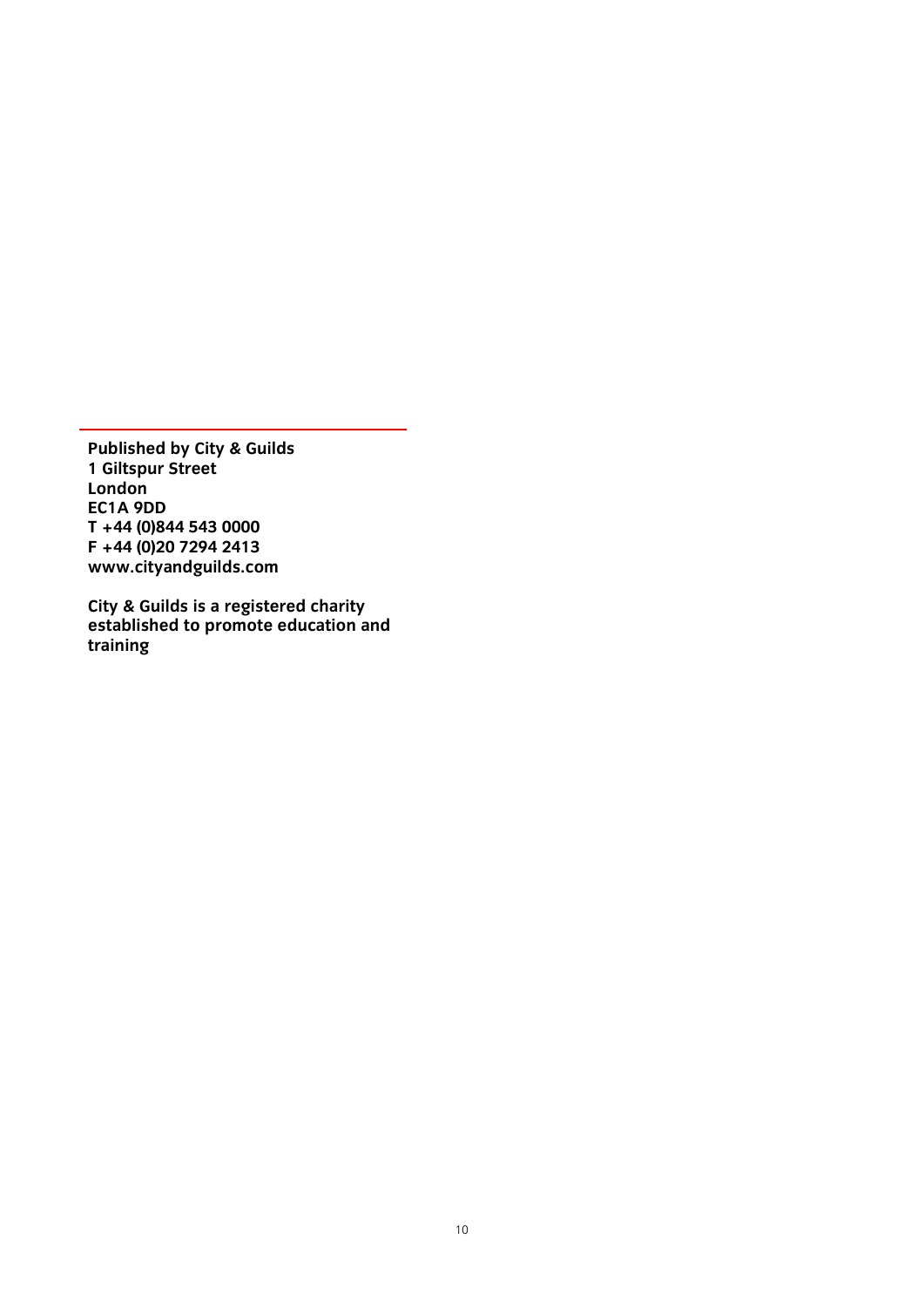**Published by City & Guilds**
**1 Giltspur Street**
**London**
**EC1A 9DD**
**T +44 (0)844 543 0000**
**F +44 (0)20 7294 2413**
**www.cityandguilds.com**

**City & Guilds is a registered charity established to promote education and training**